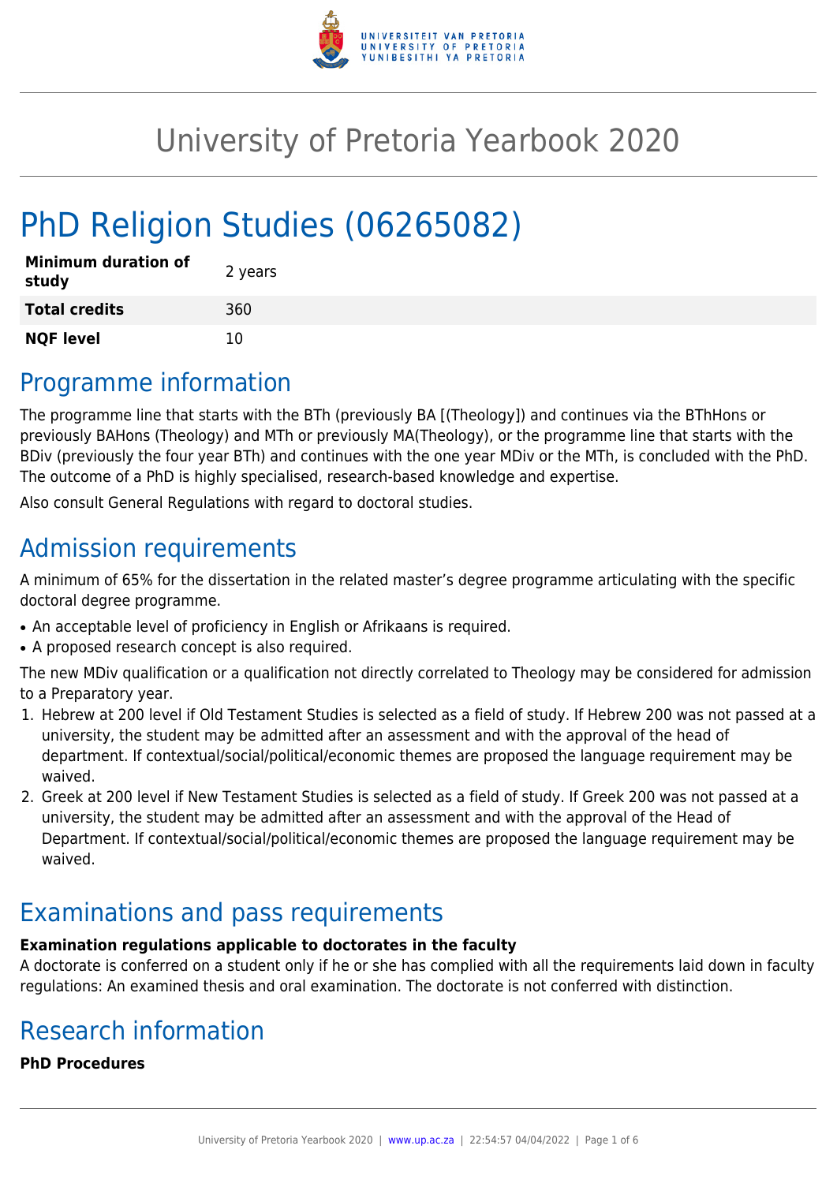# University of Pretoria Yearbook 2020

# PhD Religion Studies (06265082)

| | |
|---|---|
| **Minimum duration of study** | 2 years |
| **Total credits** | 360 |
| **NQF level** | 10 |

## Programme information

The programme line that starts with the BTh (previously BA [(Theology]) and continues via the BThHons or previously BAHons (Theology) and MTh or previously MA(Theology), or the programme line that starts with the BDiv (previously the four year BTh) and continues with the one year MDiv or the MTh, is concluded with the PhD. The outcome of a PhD is highly specialised, research-based knowledge and expertise.

Also consult General Regulations with regard to doctoral studies.

## Admission requirements

A minimum of 65% for the dissertation in the related master's degree programme articulating with the specific doctoral degree programme.

- An acceptable level of proficiency in English or Afrikaans is required.
- A proposed research concept is also required.

The new MDiv qualification or a qualification not directly correlated to Theology may be considered for admission to a Preparatory year.

1. Hebrew at 200 level if Old Testament Studies is selected as a field of study. If Hebrew 200 was not passed at a university, the student may be admitted after an assessment and with the approval of the head of department. If contextual/social/political/economic themes are proposed the language requirement may be waived.
2. Greek at 200 level if New Testament Studies is selected as a field of study. If Greek 200 was not passed at a university, the student may be admitted after an assessment and with the approval of the Head of Department. If contextual/social/political/economic themes are proposed the language requirement may be waived.

## Examinations and pass requirements

**Examination regulations applicable to doctorates in the faculty**

A doctorate is conferred on a student only if he or she has complied with all the requirements laid down in faculty regulations: An examined thesis and oral examination. The doctorate is not conferred with distinction.

## Research information

**PhD Procedures**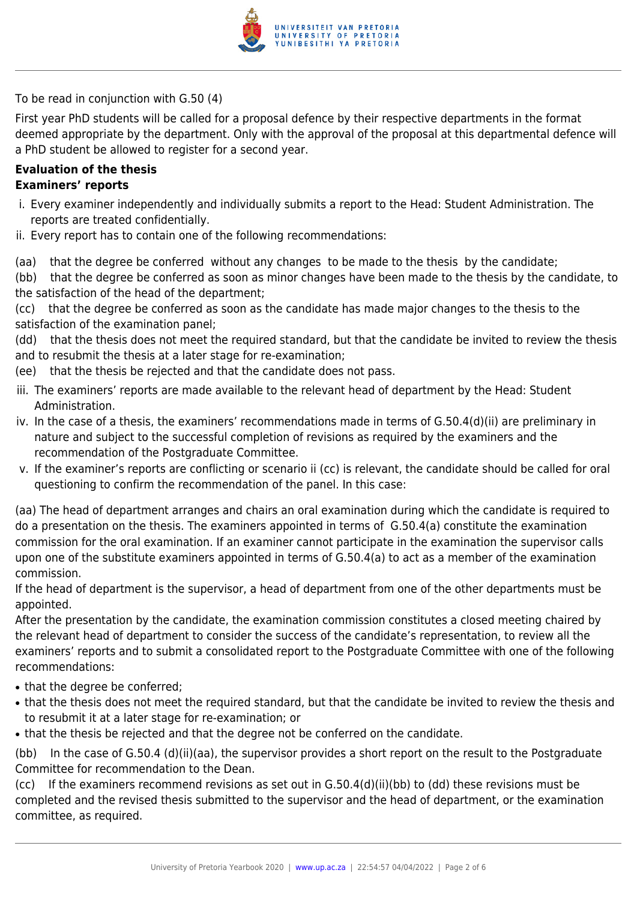To be read in conjunction with G.50 (4)

First year PhD students will be called for a proposal defence by their respective departments in the format deemed appropriate by the department. Only with the approval of the proposal at this departmental defence will a PhD student be allowed to register for a second year.

**Evaluation of the thesis**
**Examiners' reports**

i. Every examiner independently and individually submits a report to the Head: Student Administration. The reports are treated confidentially.
ii. Every report has to contain one of the following recommendations:

(aa) that the degree be conferred without any changes to be made to the thesis by the candidate;
(bb) that the degree be conferred as soon as minor changes have been made to the thesis by the candidate, to the satisfaction of the head of the department;
(cc) that the degree be conferred as soon as the candidate has made major changes to the thesis to the satisfaction of the examination panel;
(dd) that the thesis does not meet the required standard, but that the candidate be invited to review the thesis and to resubmit the thesis at a later stage for re-examination;
(ee) that the thesis be rejected and that the candidate does not pass.

iii. The examiners' reports are made available to the relevant head of department by the Head: Student Administration.
iv. In the case of a thesis, the examiners' recommendations made in terms of G.50.4(d)(ii) are preliminary in nature and subject to the successful completion of revisions as required by the examiners and the recommendation of the Postgraduate Committee.
v. If the examiner's reports are conflicting or scenario ii (cc) is relevant, the candidate should be called for oral questioning to confirm the recommendation of the panel. In this case:

(aa) The head of department arranges and chairs an oral examination during which the candidate is required to do a presentation on the thesis. The examiners appointed in terms of G.50.4(a) constitute the examination commission for the oral examination. If an examiner cannot participate in the examination the supervisor calls upon one of the substitute examiners appointed in terms of G.50.4(a) to act as a member of the examination commission.
If the head of department is the supervisor, a head of department from one of the other departments must be appointed.
After the presentation by the candidate, the examination commission constitutes a closed meeting chaired by the relevant head of department to consider the success of the candidate's representation, to review all the examiners' reports and to submit a consolidated report to the Postgraduate Committee with one of the following recommendations:

- that the degree be conferred;
- that the thesis does not meet the required standard, but that the candidate be invited to review the thesis and to resubmit it at a later stage for re-examination; or
- that the thesis be rejected and that the degree not be conferred on the candidate.

(bb) In the case of G.50.4 (d)(ii)(aa), the supervisor provides a short report on the result to the Postgraduate Committee for recommendation to the Dean.
(cc) If the examiners recommend revisions as set out in G.50.4(d)(ii)(bb) to (dd) these revisions must be completed and the revised thesis submitted to the supervisor and the head of department, or the examination committee, as required.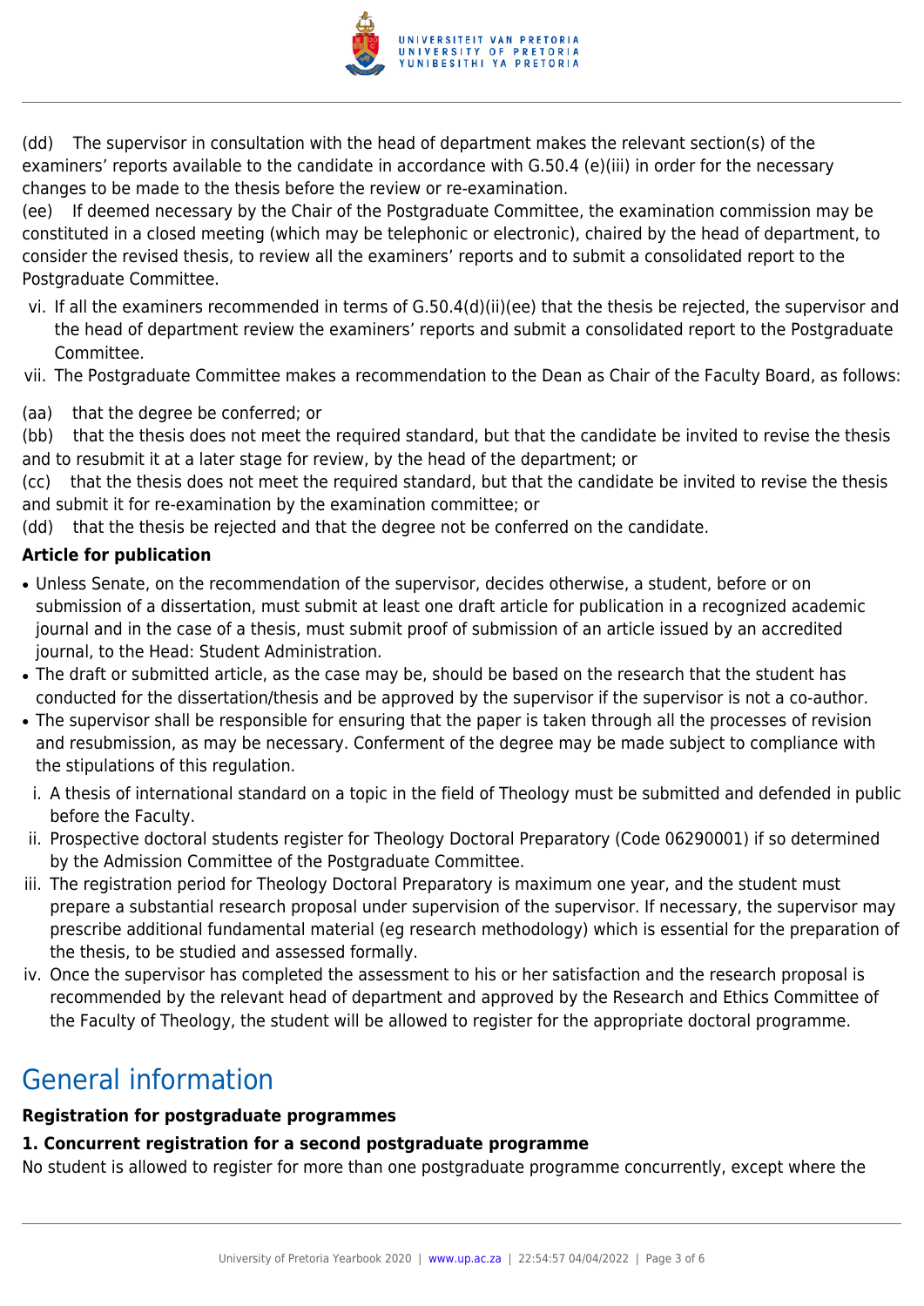(dd) The supervisor in consultation with the head of department makes the relevant section(s) of the examiners' reports available to the candidate in accordance with G.50.4 (e)(iii) in order for the necessary changes to be made to the thesis before the review or re-examination.

(ee) If deemed necessary by the Chair of the Postgraduate Committee, the examination commission may be constituted in a closed meeting (which may be telephonic or electronic), chaired by the head of department, to consider the revised thesis, to review all the examiners' reports and to submit a consolidated report to the Postgraduate Committee.

vi. If all the examiners recommended in terms of G.50.4(d)(ii)(ee) that the thesis be rejected, the supervisor and the head of department review the examiners' reports and submit a consolidated report to the Postgraduate Committee.

vii. The Postgraduate Committee makes a recommendation to the Dean as Chair of the Faculty Board, as follows:

(aa) that the degree be conferred; or

(bb) that the thesis does not meet the required standard, but that the candidate be invited to revise the thesis and to resubmit it at a later stage for review, by the head of the department; or

(cc) that the thesis does not meet the required standard, but that the candidate be invited to revise the thesis and submit it for re-examination by the examination committee; or

(dd) that the thesis be rejected and that the degree not be conferred on the candidate.

**Article for publication**

- Unless Senate, on the recommendation of the supervisor, decides otherwise, a student, before or on submission of a dissertation, must submit at least one draft article for publication in a recognized academic journal and in the case of a thesis, must submit proof of submission of an article issued by an accredited journal, to the Head: Student Administration.
- The draft or submitted article, as the case may be, should be based on the research that the student has conducted for the dissertation/thesis and be approved by the supervisor if the supervisor is not a co-author.
- The supervisor shall be responsible for ensuring that the paper is taken through all the processes of revision and resubmission, as may be necessary. Conferment of the degree may be made subject to compliance with the stipulations of this regulation.

i. A thesis of international standard on a topic in the field of Theology must be submitted and defended in public before the Faculty.

ii. Prospective doctoral students register for Theology Doctoral Preparatory (Code 06290001) if so determined by the Admission Committee of the Postgraduate Committee.

iii. The registration period for Theology Doctoral Preparatory is maximum one year, and the student must prepare a substantial research proposal under supervision of the supervisor. If necessary, the supervisor may prescribe additional fundamental material (eg research methodology) which is essential for the preparation of the thesis, to be studied and assessed formally.

iv. Once the supervisor has completed the assessment to his or her satisfaction and the research proposal is recommended by the relevant head of department and approved by the Research and Ethics Committee of the Faculty of Theology, the student will be allowed to register for the appropriate doctoral programme.

## General information

**Registration for postgraduate programmes**

**1. Concurrent registration for a second postgraduate programme**

No student is allowed to register for more than one postgraduate programme concurrently, except where the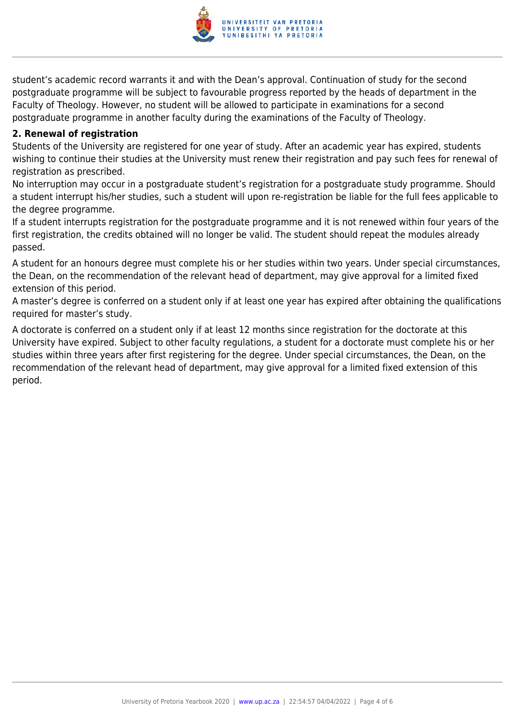student's academic record warrants it and with the Dean's approval. Continuation of study for the second postgraduate programme will be subject to favourable progress reported by the heads of department in the Faculty of Theology. However, no student will be allowed to participate in examinations for a second postgraduate programme in another faculty during the examinations of the Faculty of Theology.

**2. Renewal of registration**

Students of the University are registered for one year of study. After an academic year has expired, students wishing to continue their studies at the University must renew their registration and pay such fees for renewal of registration as prescribed.

No interruption may occur in a postgraduate student's registration for a postgraduate study programme. Should a student interrupt his/her studies, such a student will upon re-registration be liable for the full fees applicable to the degree programme.

If a student interrupts registration for the postgraduate programme and it is not renewed within four years of the first registration, the credits obtained will no longer be valid. The student should repeat the modules already passed.

A student for an honours degree must complete his or her studies within two years. Under special circumstances, the Dean, on the recommendation of the relevant head of department, may give approval for a limited fixed extension of this period.

A master's degree is conferred on a student only if at least one year has expired after obtaining the qualifications required for master's study.

A doctorate is conferred on a student only if at least 12 months since registration for the doctorate at this University have expired. Subject to other faculty regulations, a student for a doctorate must complete his or her studies within three years after first registering for the degree. Under special circumstances, the Dean, on the recommendation of the relevant head of department, may give approval for a limited fixed extension of this period.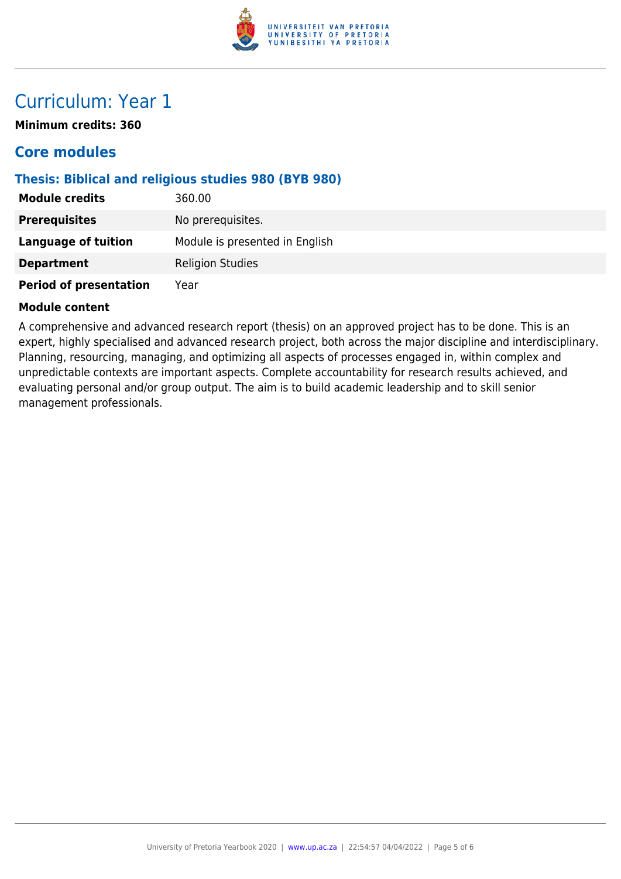# Curriculum: Year 1

**Minimum credits: 360**

## Core modules

### Thesis: Biblical and religious studies 980 (BYB 980)

| | |
|---|---|
| **Module credits** | 360.00 |
| **Prerequisites** | No prerequisites. |
| **Language of tuition** | Module is presented in English |
| **Department** | Religion Studies |
| **Period of presentation** | Year |

**Module content**

A comprehensive and advanced research report (thesis) on an approved project has to be done. This is an expert, highly specialised and advanced research project, both across the major discipline and interdisciplinary. Planning, resourcing, managing, and optimizing all aspects of processes engaged in, within complex and unpredictable contexts are important aspects. Complete accountability for research results achieved, and evaluating personal and/or group output. The aim is to build academic leadership and to skill senior management professionals.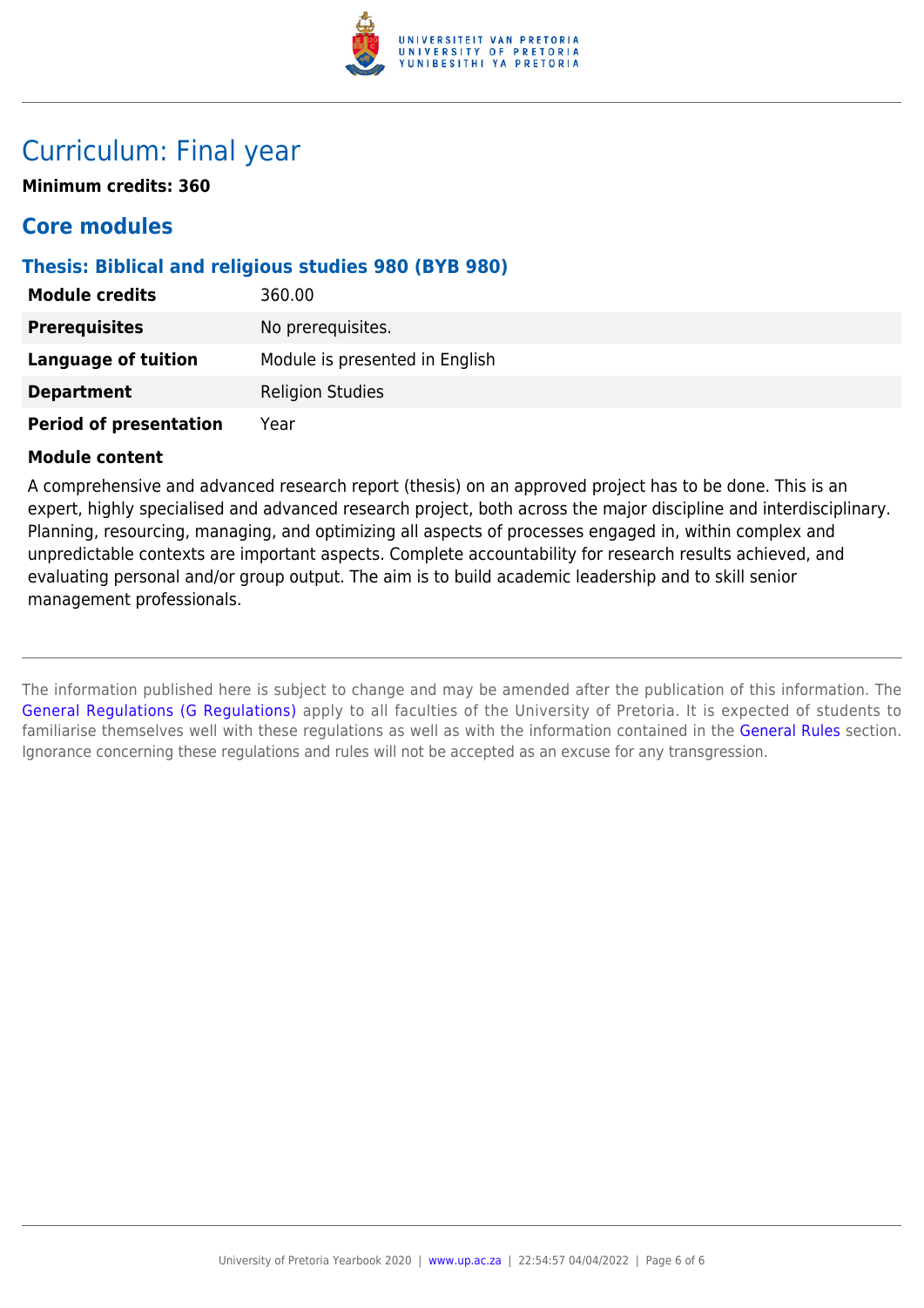# Curriculum: Final year

**Minimum credits: 360**

## Core modules

### Thesis: Biblical and religious studies 980 (BYB 980)

| | |
|---|---|
| **Module credits** | 360.00 |
| **Prerequisites** | No prerequisites. |
| **Language of tuition** | Module is presented in English |
| **Department** | Religion Studies |
| **Period of presentation** | Year |

**Module content**

A comprehensive and advanced research report (thesis) on an approved project has to be done. This is an expert, highly specialised and advanced research project, both across the major discipline and interdisciplinary. Planning, resourcing, managing, and optimizing all aspects of processes engaged in, within complex and unpredictable contexts are important aspects. Complete accountability for research results achieved, and evaluating personal and/or group output. The aim is to build academic leadership and to skill senior management professionals.

---

The information published here is subject to change and may be amended after the publication of this information. The General Regulations (G Regulations) apply to all faculties of the University of Pretoria. It is expected of students to familiarise themselves well with these regulations as well as with the information contained in the General Rules section. Ignorance concerning these regulations and rules will not be accepted as an excuse for any transgression.